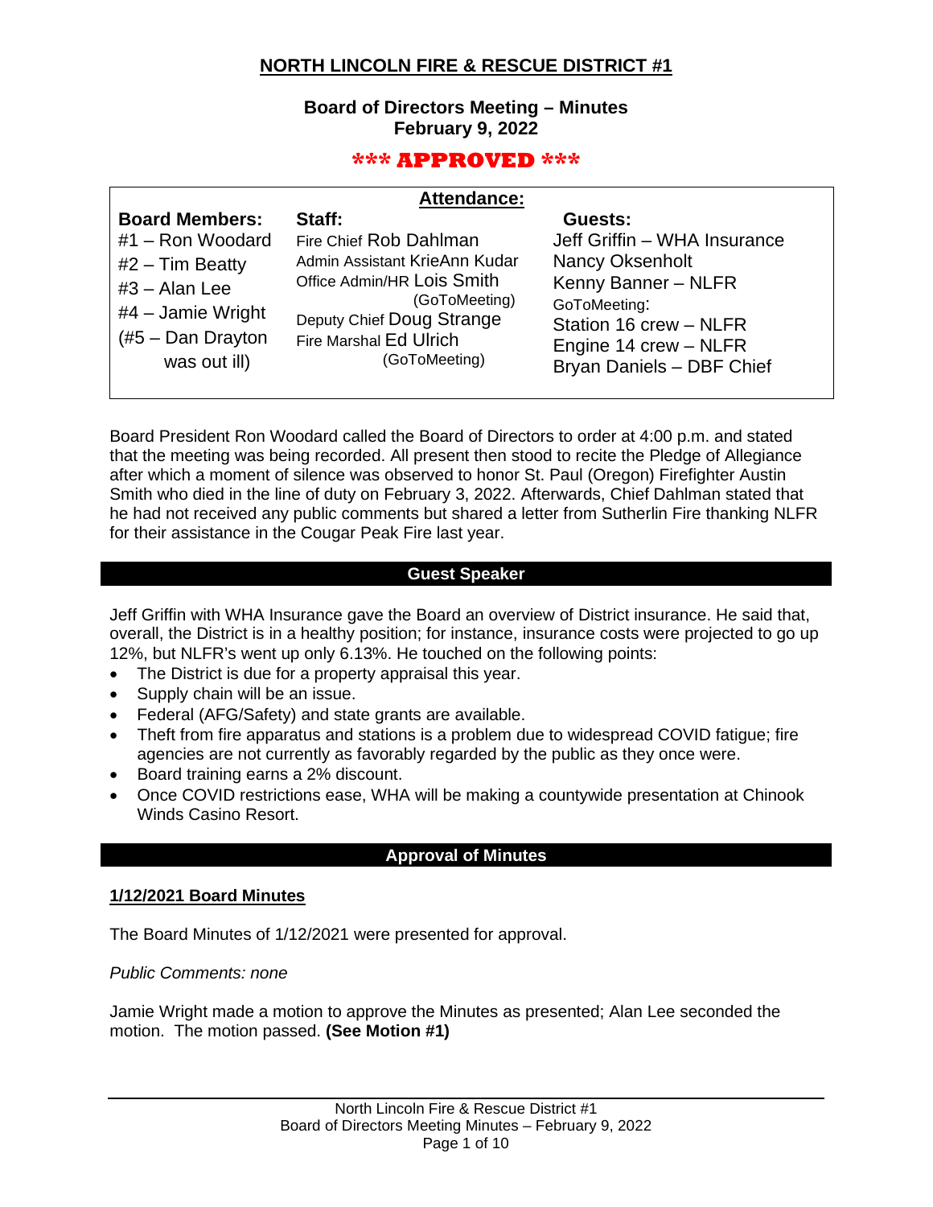# NORTH LINCOLN FIRE & RESCUE DISTRICT #1

## Board of Directors Meeting – Minutes
## February 9, 2022

**\*\*\* APPROVED \*\*\***

**Attendance:**

| Board Members: | Staff: | Guests: |
|---|---|---|
| #1 – Ron Woodard | Fire Chief Rob Dahlman | Jeff Griffin – WHA Insurance |
| #2 – Tim Beatty | Admin Assistant KrieAnn Kudar | Nancy Oksenholt |
| #3 – Alan Lee | Office Admin/HR Lois Smith (GoToMeeting) | Kenny Banner – NLFR |
| #4 – Jamie Wright | Deputy Chief Doug Strange | GoToMeeting: |
| (#5 – Dan Drayton was out ill) | Fire Marshal Ed Ulrich (GoToMeeting) | Station 16 crew – NLFR |
| | | Engine 14 crew – NLFR |
| | | Bryan Daniels – DBF Chief |

Board President Ron Woodard called the Board of Directors to order at 4:00 p.m. and stated that the meeting was being recorded. All present then stood to recite the Pledge of Allegiance after which a moment of silence was observed to honor St. Paul (Oregon) Firefighter Austin Smith who died in the line of duty on February 3, 2022. Afterwards, Chief Dahlman stated that he had not received any public comments but shared a letter from Sutherlin Fire thanking NLFR for their assistance in the Cougar Peak Fire last year.

## Guest Speaker

Jeff Griffin with WHA Insurance gave the Board an overview of District insurance. He said that, overall, the District is in a healthy position; for instance, insurance costs were projected to go up 12%, but NLFR's went up only 6.13%. He touched on the following points:

- The District is due for a property appraisal this year.
- Supply chain will be an issue.
- Federal (AFG/Safety) and state grants are available.
- Theft from fire apparatus and stations is a problem due to widespread COVID fatigue; fire agencies are not currently as favorably regarded by the public as they once were.
- Board training earns a 2% discount.
- Once COVID restrictions ease, WHA will be making a countywide presentation at Chinook Winds Casino Resort.

## Approval of Minutes

### 1/12/2021 Board Minutes

The Board Minutes of 1/12/2021 were presented for approval.

*Public Comments: none*

Jamie Wright made a motion to approve the Minutes as presented; Alan Lee seconded the motion. The motion passed. **(See Motion #1)**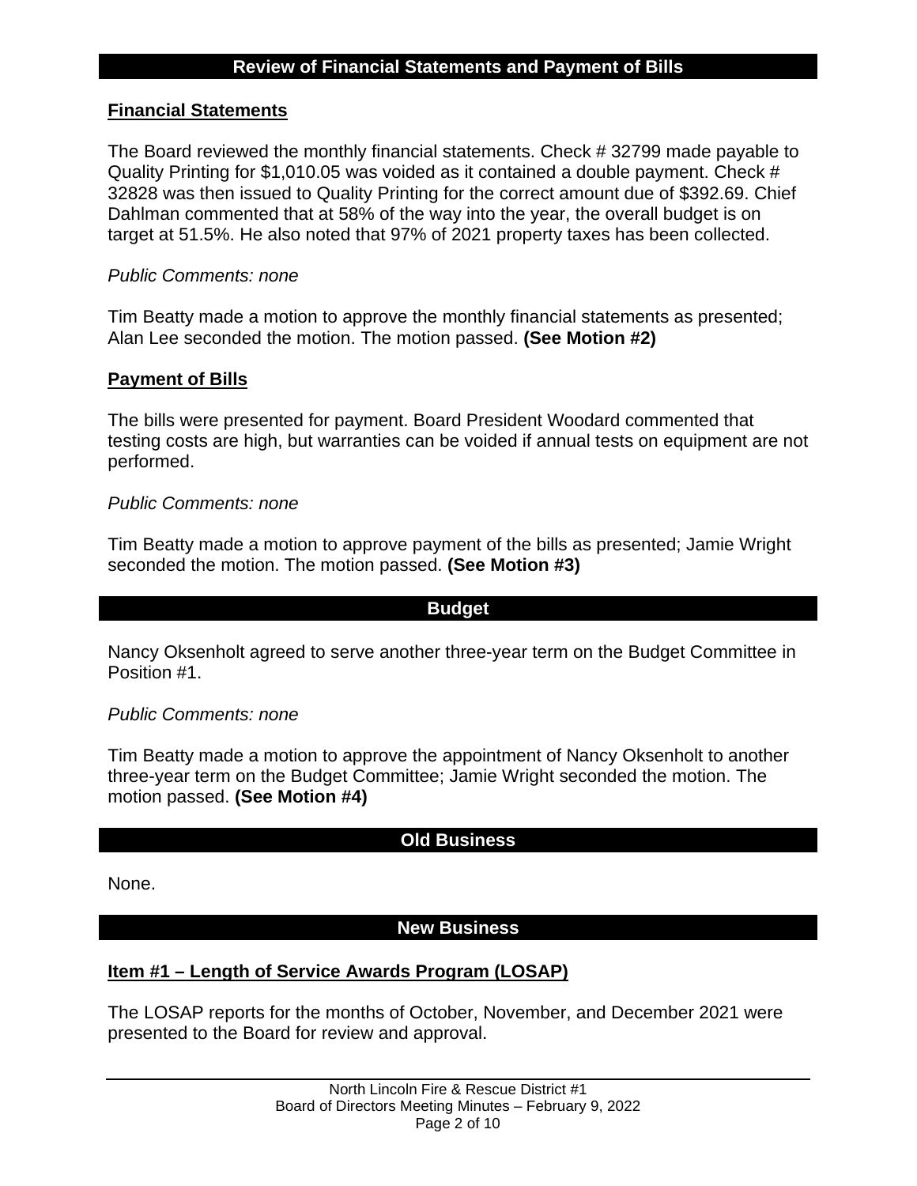## Review of Financial Statements and Payment of Bills

### Financial Statements

The Board reviewed the monthly financial statements. Check # 32799 made payable to Quality Printing for $1,010.05 was voided as it contained a double payment. Check # 32828 was then issued to Quality Printing for the correct amount due of $392.69. Chief Dahlman commented that at 58% of the way into the year, the overall budget is on target at 51.5%. He also noted that 97% of 2021 property taxes has been collected.

*Public Comments: none*

Tim Beatty made a motion to approve the monthly financial statements as presented; Alan Lee seconded the motion. The motion passed. **(See Motion #2)**

### Payment of Bills

The bills were presented for payment. Board President Woodard commented that testing costs are high, but warranties can be voided if annual tests on equipment are not performed.

*Public Comments: none*

Tim Beatty made a motion to approve payment of the bills as presented; Jamie Wright seconded the motion. The motion passed. **(See Motion #3)**

## Budget

Nancy Oksenholt agreed to serve another three-year term on the Budget Committee in Position #1.

*Public Comments: none*

Tim Beatty made a motion to approve the appointment of Nancy Oksenholt to another three-year term on the Budget Committee; Jamie Wright seconded the motion. The motion passed. **(See Motion #4)**

## Old Business

None.

## New Business

### Item #1 – Length of Service Awards Program (LOSAP)

The LOSAP reports for the months of October, November, and December 2021 were presented to the Board for review and approval.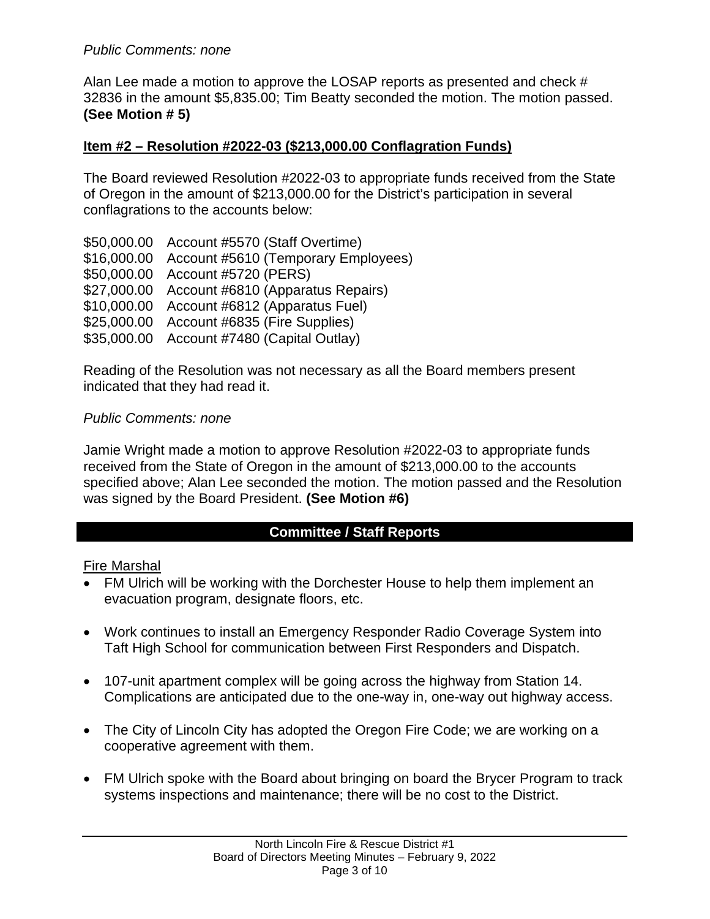*Public Comments: none*

Alan Lee made a motion to approve the LOSAP reports as presented and check # 32836 in the amount $5,835.00; Tim Beatty seconded the motion. The motion passed. **(See Motion # 5)**

**Item #2 – Resolution #2022-03 ($213,000.00 Conflagration Funds)**

The Board reviewed Resolution #2022-03 to appropriate funds received from the State of Oregon in the amount of $213,000.00 for the District's participation in several conflagrations to the accounts below:

$50,000.00 Account #5570 (Staff Overtime)
$16,000.00 Account #5610 (Temporary Employees)
$50,000.00 Account #5720 (PERS)
$27,000.00 Account #6810 (Apparatus Repairs)
$10,000.00 Account #6812 (Apparatus Fuel)
$25,000.00 Account #6835 (Fire Supplies)
$35,000.00 Account #7480 (Capital Outlay)

Reading of the Resolution was not necessary as all the Board members present indicated that they had read it.

*Public Comments: none*

Jamie Wright made a motion to approve Resolution #2022-03 to appropriate funds received from the State of Oregon in the amount of $213,000.00 to the accounts specified above; Alan Lee seconded the motion. The motion passed and the Resolution was signed by the Board President. **(See Motion #6)**

## Committee / Staff Reports

Fire Marshal

- FM Ulrich will be working with the Dorchester House to help them implement an evacuation program, designate floors, etc.
- Work continues to install an Emergency Responder Radio Coverage System into Taft High School for communication between First Responders and Dispatch.
- 107-unit apartment complex will be going across the highway from Station 14. Complications are anticipated due to the one-way in, one-way out highway access.
- The City of Lincoln City has adopted the Oregon Fire Code; we are working on a cooperative agreement with them.
- FM Ulrich spoke with the Board about bringing on board the Brycer Program to track systems inspections and maintenance; there will be no cost to the District.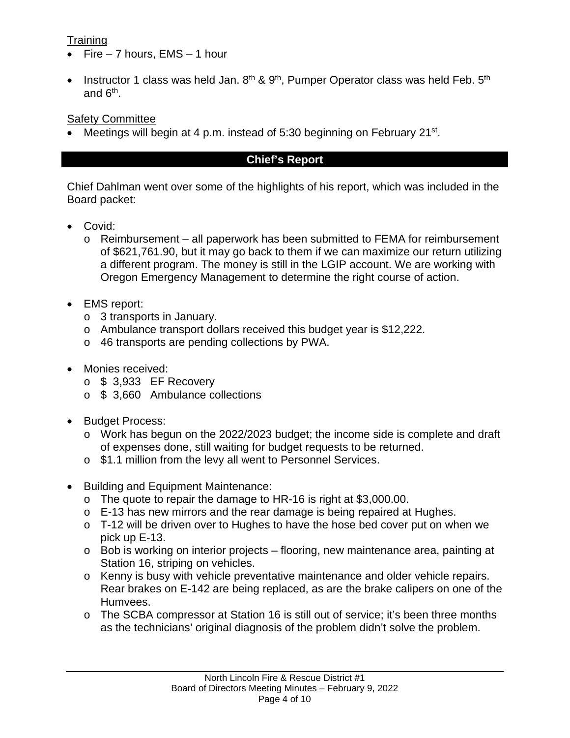Training

- Fire – 7 hours, EMS – 1 hour
- Instructor 1 class was held Jan. 8th & 9th, Pumper Operator class was held Feb. 5th and 6th.

Safety Committee

- Meetings will begin at 4 p.m. instead of 5:30 beginning on February 21st.

## Chief's Report

Chief Dahlman went over some of the highlights of his report, which was included in the Board packet:

- Covid:
  - Reimbursement – all paperwork has been submitted to FEMA for reimbursement of $621,761.90, but it may go back to them if we can maximize our return utilizing a different program. The money is still in the LGIP account. We are working with Oregon Emergency Management to determine the right course of action.
- EMS report:
  - 3 transports in January.
  - Ambulance transport dollars received this budget year is $12,222.
  - 46 transports are pending collections by PWA.
- Monies received:
  - $ 3,933 EF Recovery
  - $ 3,660 Ambulance collections
- Budget Process:
  - Work has begun on the 2022/2023 budget; the income side is complete and draft of expenses done, still waiting for budget requests to be returned.
  - $1.1 million from the levy all went to Personnel Services.
- Building and Equipment Maintenance:
  - The quote to repair the damage to HR-16 is right at $3,000.00.
  - E-13 has new mirrors and the rear damage is being repaired at Hughes.
  - T-12 will be driven over to Hughes to have the hose bed cover put on when we pick up E-13.
  - Bob is working on interior projects – flooring, new maintenance area, painting at Station 16, striping on vehicles.
  - Kenny is busy with vehicle preventative maintenance and older vehicle repairs. Rear brakes on E-142 are being replaced, as are the brake calipers on one of the Humvees.
  - The SCBA compressor at Station 16 is still out of service; it's been three months as the technicians' original diagnosis of the problem didn't solve the problem.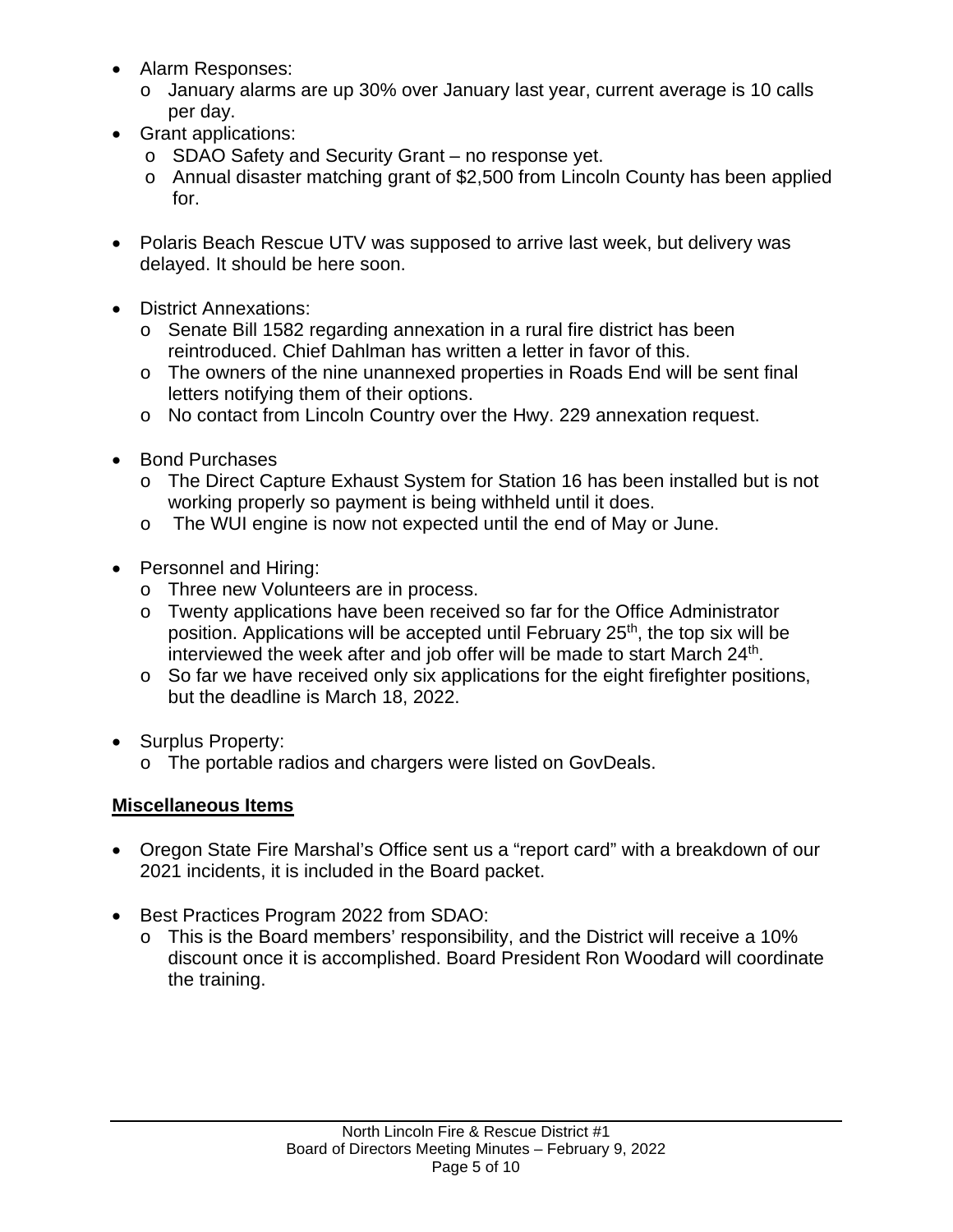- Alarm Responses:
  - January alarms are up 30% over January last year, current average is 10 calls per day.
- Grant applications:
  - SDAO Safety and Security Grant – no response yet.
  - Annual disaster matching grant of $2,500 from Lincoln County has been applied for.

- Polaris Beach Rescue UTV was supposed to arrive last week, but delivery was delayed. It should be here soon.

- District Annexations:
  - Senate Bill 1582 regarding annexation in a rural fire district has been reintroduced. Chief Dahlman has written a letter in favor of this.
  - The owners of the nine unannexed properties in Roads End will be sent final letters notifying them of their options.
  - No contact from Lincoln Country over the Hwy. 229 annexation request.

- Bond Purchases
  - The Direct Capture Exhaust System for Station 16 has been installed but is not working properly so payment is being withheld until it does.
  - The WUI engine is now not expected until the end of May or June.

- Personnel and Hiring:
  - Three new Volunteers are in process.
  - Twenty applications have been received so far for the Office Administrator position. Applications will be accepted until February 25th, the top six will be interviewed the week after and job offer will be made to start March 24th.
  - So far we have received only six applications for the eight firefighter positions, but the deadline is March 18, 2022.

- Surplus Property:
  - The portable radios and chargers were listed on GovDeals.

**Miscellaneous Items**

- Oregon State Fire Marshal's Office sent us a "report card" with a breakdown of our 2021 incidents, it is included in the Board packet.

- Best Practices Program 2022 from SDAO:
  - This is the Board members' responsibility, and the District will receive a 10% discount once it is accomplished. Board President Ron Woodard will coordinate the training.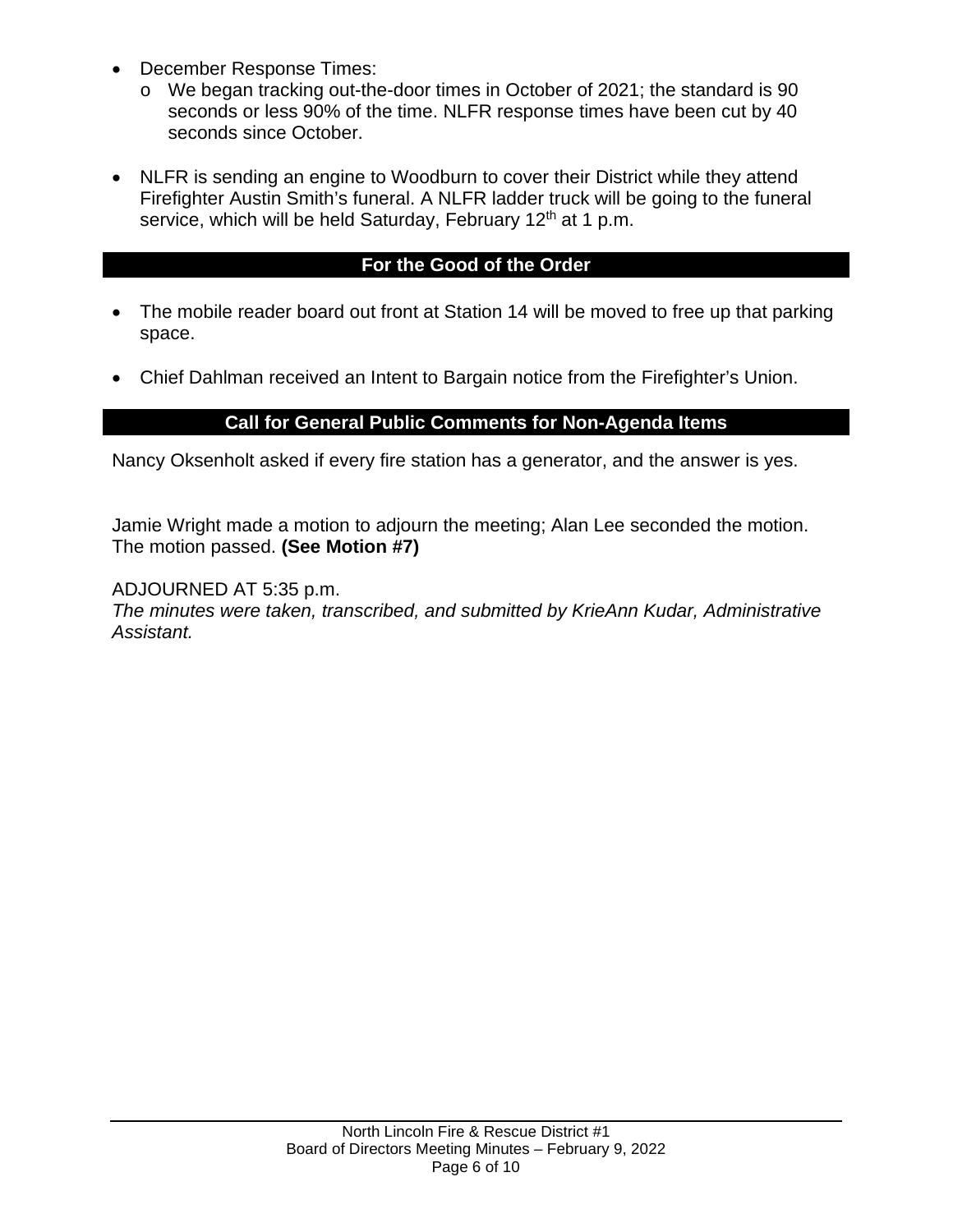- December Response Times:
  - We began tracking out-the-door times in October of 2021; the standard is 90 seconds or less 90% of the time. NLFR response times have been cut by 40 seconds since October.

- NLFR is sending an engine to Woodburn to cover their District while they attend Firefighter Austin Smith's funeral. A NLFR ladder truck will be going to the funeral service, which will be held Saturday, February 12th at 1 p.m.

## For the Good of the Order

- The mobile reader board out front at Station 14 will be moved to free up that parking space.

- Chief Dahlman received an Intent to Bargain notice from the Firefighter's Union.

## Call for General Public Comments for Non-Agenda Items

Nancy Oksenholt asked if every fire station has a generator, and the answer is yes.

Jamie Wright made a motion to adjourn the meeting; Alan Lee seconded the motion. The motion passed. **(See Motion #7)**

ADJOURNED AT 5:35 p.m.

*The minutes were taken, transcribed, and submitted by KrieAnn Kudar, Administrative Assistant.*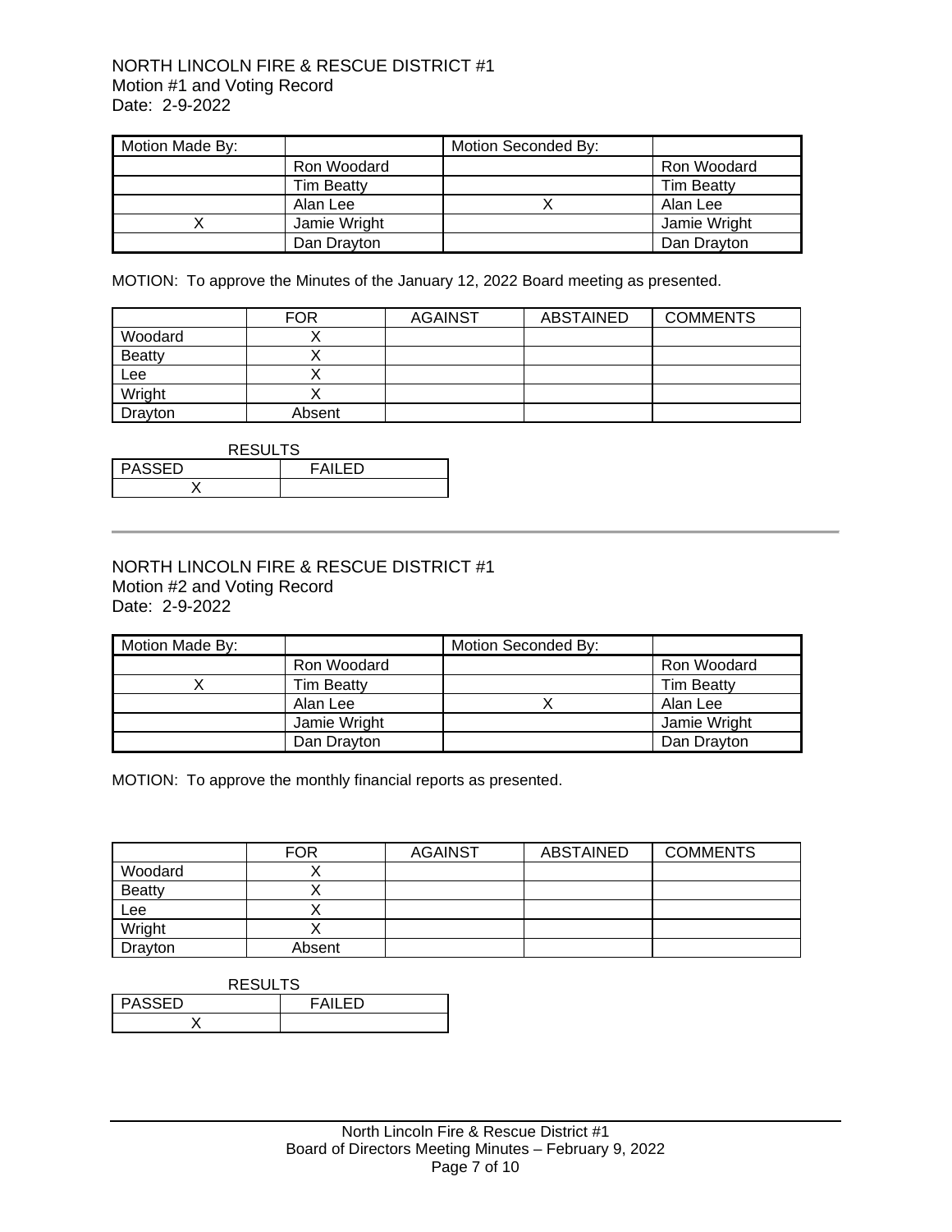NORTH LINCOLN FIRE & RESCUE DISTRICT #1
Motion #1 and Voting Record
Date: 2-9-2022

| Motion Made By: | | Motion Seconded By: | |
|---|---|---|---|
| | Ron Woodard | | Ron Woodard |
| | Tim Beatty | | Tim Beatty |
| | Alan Lee | X | Alan Lee |
| X | Jamie Wright | | Jamie Wright |
| | Dan Drayton | | Dan Drayton |

MOTION: To approve the Minutes of the January 12, 2022 Board meeting as presented.

| | FOR | AGAINST | ABSTAINED | COMMENTS |
|---|---|---|---|---|
| Woodard | X | | | |
| Beatty | X | | | |
| Lee | X | | | |
| Wright | X | | | |
| Drayton | Absent | | | |

RESULTS

| PASSED | FAILED |
|---|---|
| X | |

---

NORTH LINCOLN FIRE & RESCUE DISTRICT #1
Motion #2 and Voting Record
Date: 2-9-2022

| Motion Made By: | | Motion Seconded By: | |
|---|---|---|---|
| | Ron Woodard | | Ron Woodard |
| X | Tim Beatty | | Tim Beatty |
| | Alan Lee | X | Alan Lee |
| | Jamie Wright | | Jamie Wright |
| | Dan Drayton | | Dan Drayton |

MOTION: To approve the monthly financial reports as presented.

| | FOR | AGAINST | ABSTAINED | COMMENTS |
|---|---|---|---|---|
| Woodard | X | | | |
| Beatty | X | | | |
| Lee | X | | | |
| Wright | X | | | |
| Drayton | Absent | | | |

RESULTS

| PASSED | FAILED |
|---|---|
| X | |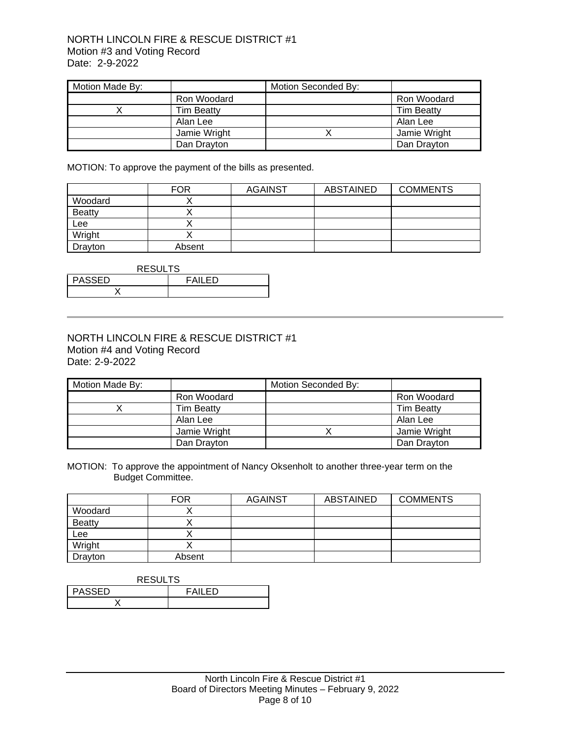NORTH LINCOLN FIRE & RESCUE DISTRICT #1
Motion #3 and Voting Record
Date: 2-9-2022

| Motion Made By: | | Motion Seconded By: | |
|---|---|---|---|
| | Ron Woodard | | Ron Woodard |
| X | Tim Beatty | | Tim Beatty |
| | Alan Lee | | Alan Lee |
| | Jamie Wright | X | Jamie Wright |
| | Dan Drayton | | Dan Drayton |

MOTION: To approve the payment of the bills as presented.

| | FOR | AGAINST | ABSTAINED | COMMENTS |
|---|---|---|---|---|
| Woodard | X | | | |
| Beatty | X | | | |
| Lee | X | | | |
| Wright | X | | | |
| Drayton | Absent | | | |

RESULTS

| PASSED | FAILED |
|---|---|
| X | |

---

NORTH LINCOLN FIRE & RESCUE DISTRICT #1
Motion #4 and Voting Record
Date: 2-9-2022

| Motion Made By: | | Motion Seconded By: | |
|---|---|---|---|
| | Ron Woodard | | Ron Woodard |
| X | Tim Beatty | | Tim Beatty |
| | Alan Lee | | Alan Lee |
| | Jamie Wright | X | Jamie Wright |
| | Dan Drayton | | Dan Drayton |

MOTION: To approve the appointment of Nancy Oksenholt to another three-year term on the Budget Committee.

| | FOR | AGAINST | ABSTAINED | COMMENTS |
|---|---|---|---|---|
| Woodard | X | | | |
| Beatty | X | | | |
| Lee | X | | | |
| Wright | X | | | |
| Drayton | Absent | | | |

RESULTS

| PASSED | FAILED |
|---|---|
| X | |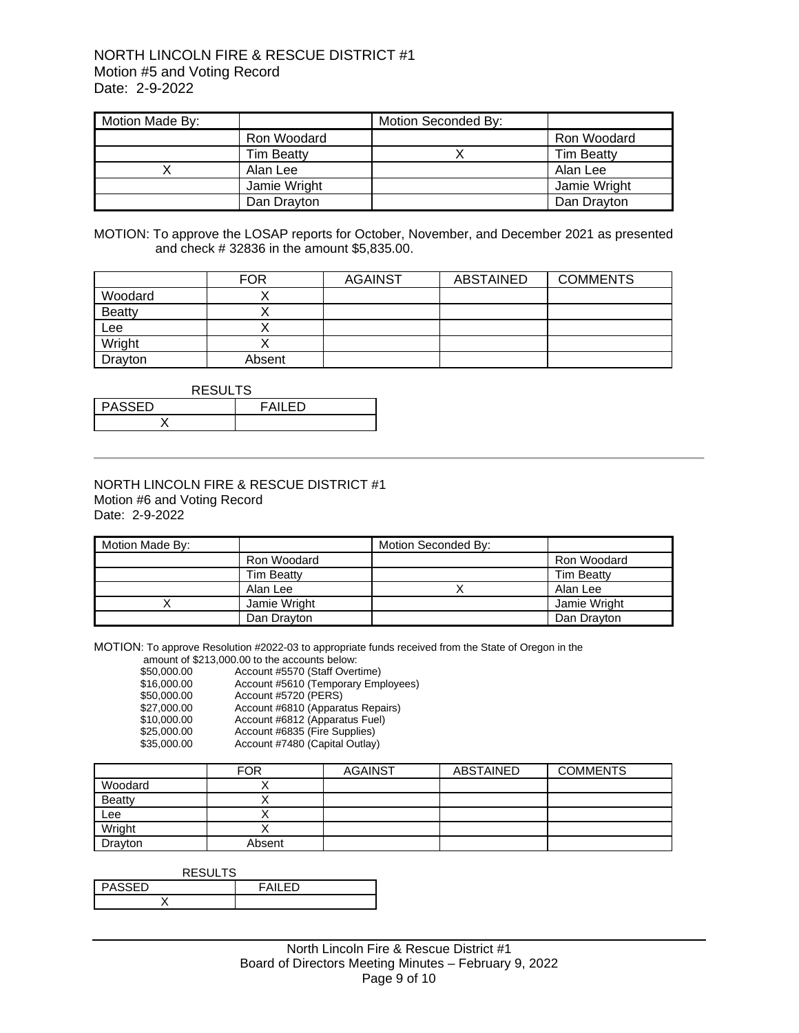NORTH LINCOLN FIRE & RESCUE DISTRICT #1
Motion #5 and Voting Record
Date: 2-9-2022

| Motion Made By: | | Motion Seconded By: | |
|---|---|---|---|
| | Ron Woodard | | Ron Woodard |
| | Tim Beatty | X | Tim Beatty |
| X | Alan Lee | | Alan Lee |
| | Jamie Wright | | Jamie Wright |
| | Dan Drayton | | Dan Drayton |

MOTION: To approve the LOSAP reports for October, November, and December 2021 as presented and check # 32836 in the amount $5,835.00.

| | FOR | AGAINST | ABSTAINED | COMMENTS |
|---|---|---|---|---|
| Woodard | X | | | |
| Beatty | X | | | |
| Lee | X | | | |
| Wright | X | | | |
| Drayton | Absent | | | |

RESULTS

| PASSED | FAILED |
|---|---|
| X | |

---

NORTH LINCOLN FIRE & RESCUE DISTRICT #1
Motion #6 and Voting Record
Date: 2-9-2022

| Motion Made By: | | Motion Seconded By: | |
|---|---|---|---|
| | Ron Woodard | | Ron Woodard |
| | Tim Beatty | | Tim Beatty |
| | Alan Lee | X | Alan Lee |
| X | Jamie Wright | | Jamie Wright |
| | Dan Drayton | | Dan Drayton |

MOTION: To approve Resolution #2022-03 to appropriate funds received from the State of Oregon in the amount of $213,000.00 to the accounts below:

- $50,000.00 Account #5570 (Staff Overtime)
- $16,000.00 Account #5610 (Temporary Employees)
- $50,000.00 Account #5720 (PERS)
- $27,000.00 Account #6810 (Apparatus Repairs)
- $10,000.00 Account #6812 (Apparatus Fuel)
- $25,000.00 Account #6835 (Fire Supplies)
- $35,000.00 Account #7480 (Capital Outlay)

| | FOR | AGAINST | ABSTAINED | COMMENTS |
|---|---|---|---|---|
| Woodard | X | | | |
| Beatty | X | | | |
| Lee | X | | | |
| Wright | X | | | |
| Drayton | Absent | | | |

RESULTS

| PASSED | FAILED |
|---|---|
| X | |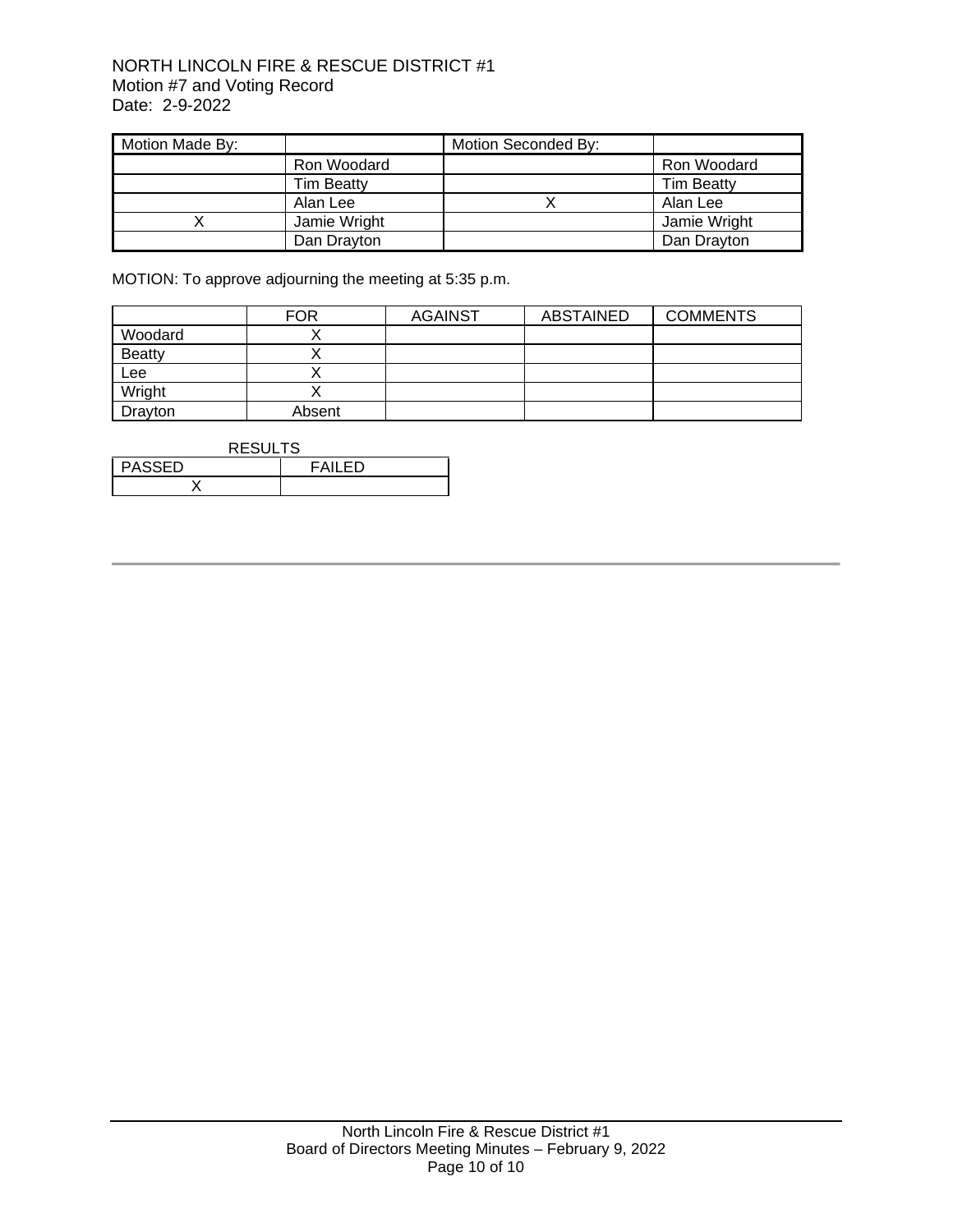NORTH LINCOLN FIRE & RESCUE DISTRICT #1
Motion #7 and Voting Record
Date: 2-9-2022

| Motion Made By: | | Motion Seconded By: | |
|---|---|---|---|
| | Ron Woodard | | Ron Woodard |
| | Tim Beatty | | Tim Beatty |
| | Alan Lee | X | Alan Lee |
| X | Jamie Wright | | Jamie Wright |
| | Dan Drayton | | Dan Drayton |

MOTION: To approve adjourning the meeting at 5:35 p.m.

| | FOR | AGAINST | ABSTAINED | COMMENTS |
|---|---|---|---|---|
| Woodard | X | | | |
| Beatty | X | | | |
| Lee | X | | | |
| Wright | X | | | |
| Drayton | Absent | | | |

RESULTS

| PASSED | FAILED |
|---|---|
| X | |